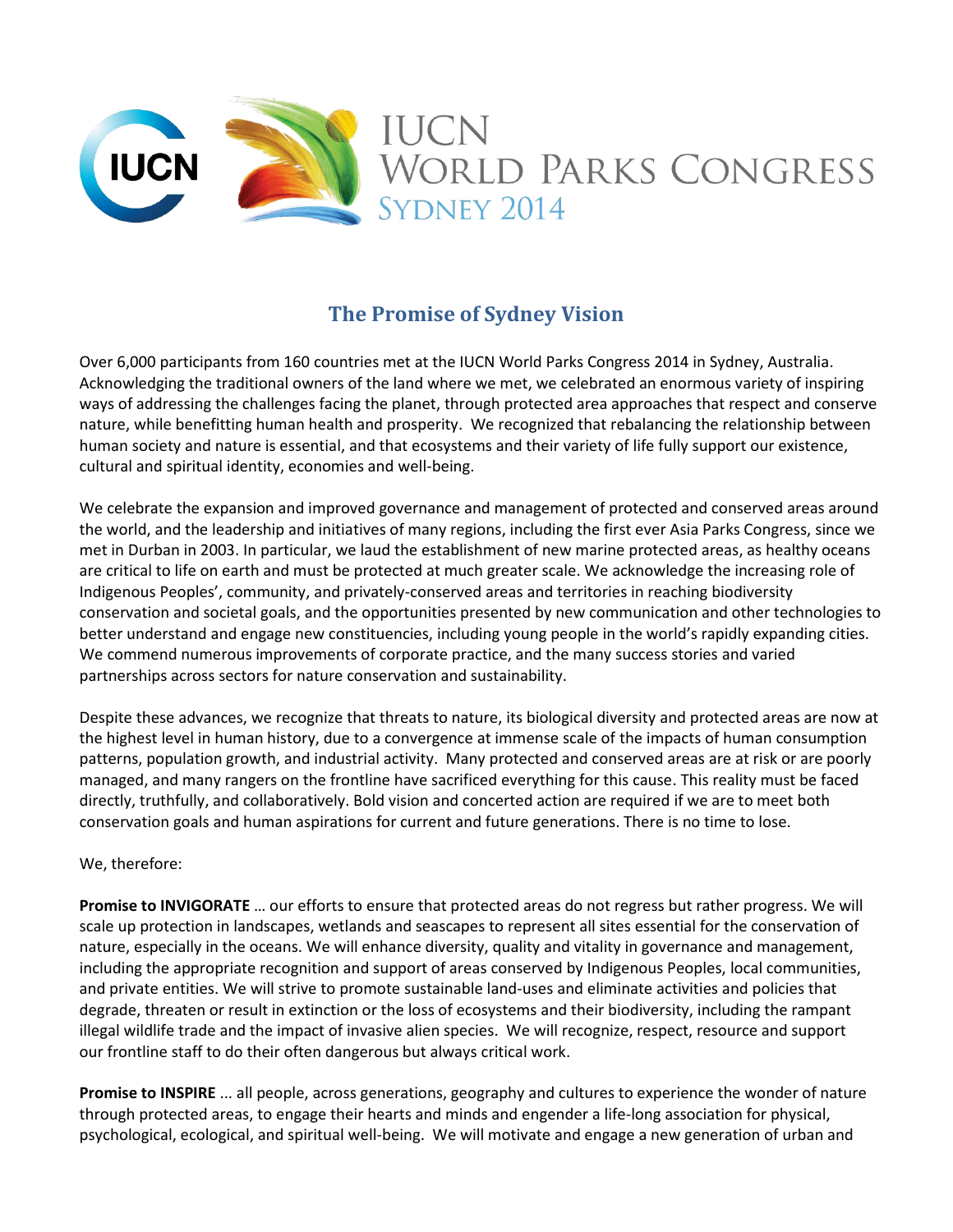# IUCN WORLD PARKS CONGRESS SYDNEY 2014

## The Promise of Sydney Vision

Over 6,000 participants from 160 countries met at the IUCN World Parks Congress 2014 in Sydney, Australia. Acknowledging the traditional owners of the land where we met, we celebrated an enormous variety of inspiring ways of addressing the challenges facing the planet, through protected area approaches that respect and conserve nature, while benefitting human health and prosperity. We recognized that rebalancing the relationship between human society and nature is essential, and that ecosystems and their variety of life fully support our existence, cultural and spiritual identity, economies and well-being.

We celebrate the expansion and improved governance and management of protected and conserved areas around the world, and the leadership and initiatives of many regions, including the first ever Asia Parks Congress, since we met in Durban in 2003. In particular, we laud the establishment of new marine protected areas, as healthy oceans are critical to life on earth and must be protected at much greater scale. We acknowledge the increasing role of Indigenous Peoples', community, and privately-conserved areas and territories in reaching biodiversity conservation and societal goals, and the opportunities presented by new communication and other technologies to better understand and engage new constituencies, including young people in the world's rapidly expanding cities. We commend numerous improvements of corporate practice, and the many success stories and varied partnerships across sectors for nature conservation and sustainability.

Despite these advances, we recognize that threats to nature, its biological diversity and protected areas are now at the highest level in human history, due to a convergence at immense scale of the impacts of human consumption patterns, population growth, and industrial activity. Many protected and conserved areas are at risk or are poorly managed, and many rangers on the frontline have sacrificed everything for this cause. This reality must be faced directly, truthfully, and collaboratively. Bold vision and concerted action are required if we are to meet both conservation goals and human aspirations for current and future generations. There is no time to lose.

We, therefore:

**Promise to INVIGORATE** … our efforts to ensure that protected areas do not regress but rather progress. We will scale up protection in landscapes, wetlands and seascapes to represent all sites essential for the conservation of nature, especially in the oceans. We will enhance diversity, quality and vitality in governance and management, including the appropriate recognition and support of areas conserved by Indigenous Peoples, local communities, and private entities. We will strive to promote sustainable land-uses and eliminate activities and policies that degrade, threaten or result in extinction or the loss of ecosystems and their biodiversity, including the rampant illegal wildlife trade and the impact of invasive alien species. We will recognize, respect, resource and support our frontline staff to do their often dangerous but always critical work.

**Promise to INSPIRE** ... all people, across generations, geography and cultures to experience the wonder of nature through protected areas, to engage their hearts and minds and engender a life-long association for physical, psychological, ecological, and spiritual well-being. We will motivate and engage a new generation of urban and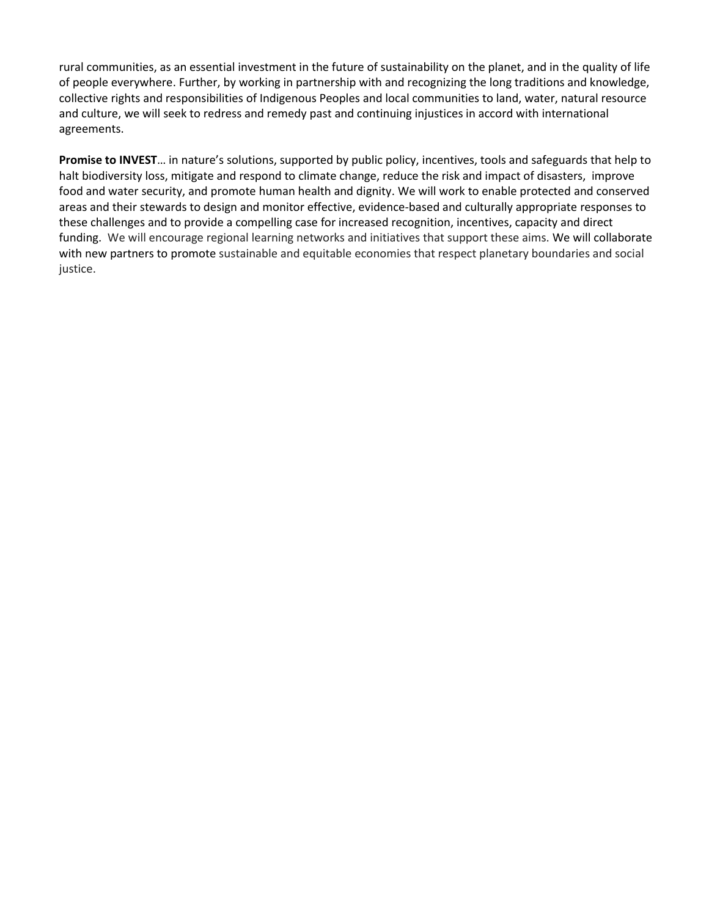rural communities, as an essential investment in the future of sustainability on the planet, and in the quality of life of people everywhere. Further, by working in partnership with and recognizing the long traditions and knowledge, collective rights and responsibilities of Indigenous Peoples and local communities to land, water, natural resource and culture, we will seek to redress and remedy past and continuing injustices in accord with international agreements.

**Promise to INVEST**… in nature's solutions, supported by public policy, incentives, tools and safeguards that help to halt biodiversity loss, mitigate and respond to climate change, reduce the risk and impact of disasters, improve food and water security, and promote human health and dignity. We will work to enable protected and conserved areas and their stewards to design and monitor effective, evidence-based and culturally appropriate responses to these challenges and to provide a compelling case for increased recognition, incentives, capacity and direct funding. We will encourage regional learning networks and initiatives that support these aims. We will collaborate with new partners to promote sustainable and equitable economies that respect planetary boundaries and social justice.